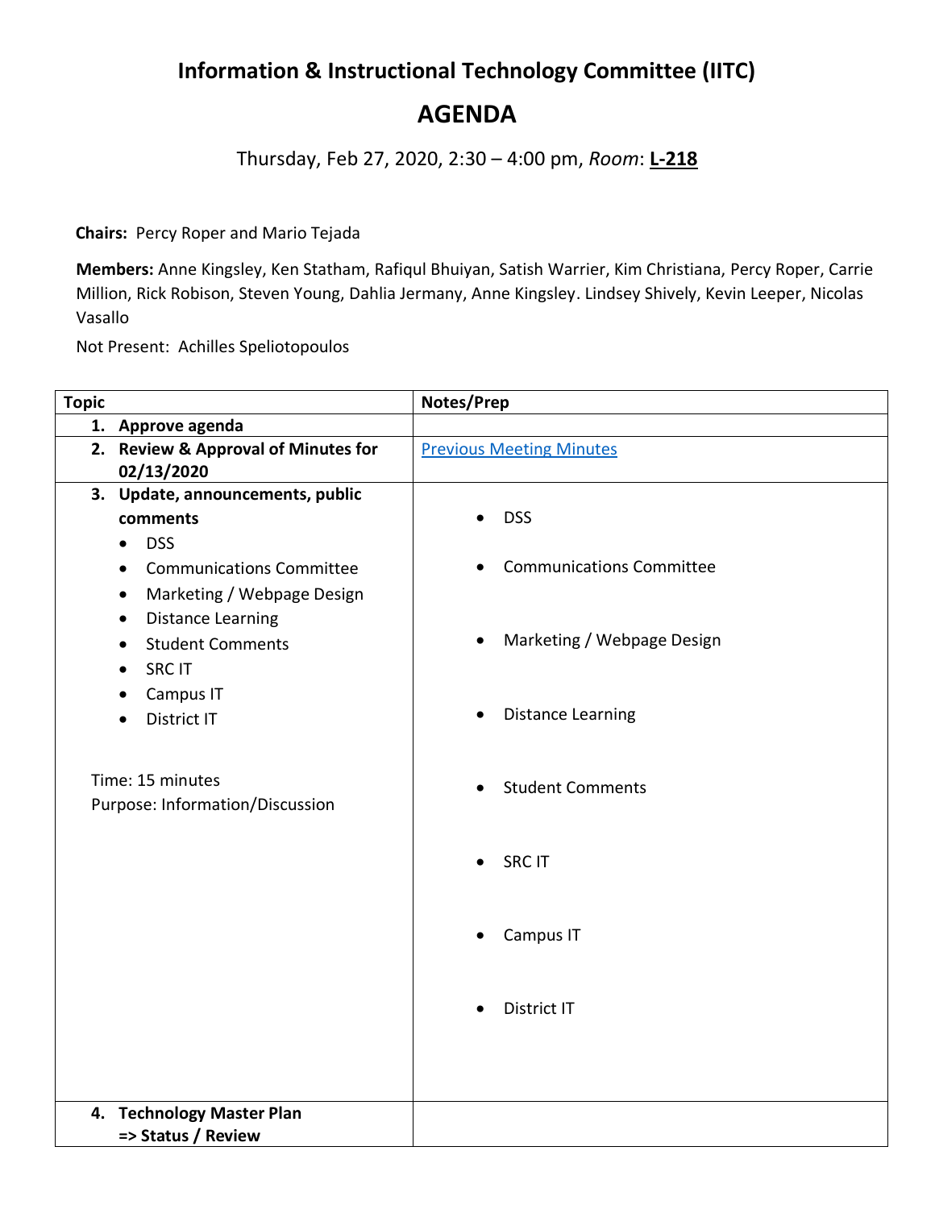# Information & Instructional Technology Committee (IITC)

# AGENDA

Thursday, Feb 27, 2020, 2:30 – 4:00 pm, *Room*: **L-218**

**Chairs:** Percy Roper and Mario Tejada

**Members:** Anne Kingsley, Ken Statham, Rafiqul Bhuiyan, Satish Warrier, Kim Christiana, Percy Roper, Carrie Million, Rick Robison, Steven Young, Dahlia Jermany, Anne Kingsley. Lindsey Shively, Kevin Leeper, Nicolas Vasallo

Not Present: Achilles Speliotopoulos

| Topic | Notes/Prep |
|---|---|
| **1. Approve agenda** | |
| **2. Review & Approval of Minutes for 02/13/2020** | Previous Meeting Minutes |
| **3. Update, announcements, public comments**<br>• DSS<br>• Communications Committee<br>• Marketing / Webpage Design<br>• Distance Learning<br>• Student Comments<br>• SRC IT<br>• Campus IT<br>• District IT<br><br>Time: 15 minutes<br>Purpose: Information/Discussion | • DSS<br>• Communications Committee<br>• Marketing / Webpage Design<br>• Distance Learning<br>• Student Comments<br>• SRC IT<br>• Campus IT<br>• District IT |
| **4. Technology Master Plan => Status / Review** | |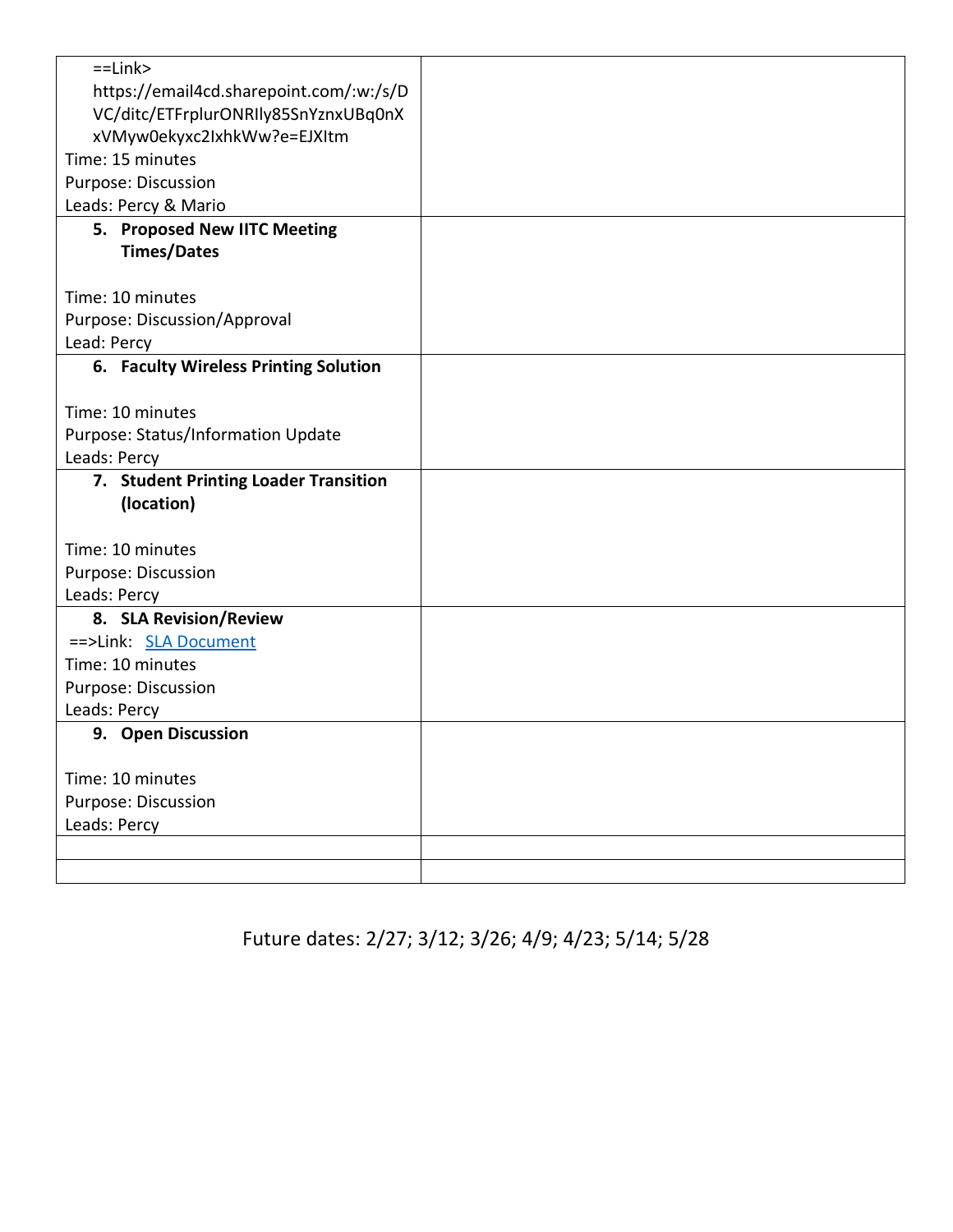| | |
|---|---|
| ==Link> https://email4cd.sharepoint.com/:w:/s/DVC/ditc/ETFrplurONRIly85SnYznxUBq0nXxVMyw0ekyxc2IxhkWw?e=EJXItm<br>Time: 15 minutes<br>Purpose: Discussion<br>Leads: Percy & Mario | |
| **5. Proposed New IITC Meeting Times/Dates**<br><br>Time: 10 minutes<br>Purpose: Discussion/Approval<br>Lead: Percy | |
| **6. Faculty Wireless Printing Solution**<br><br>Time: 10 minutes<br>Purpose: Status/Information Update<br>Leads: Percy | |
| **7. Student Printing Loader Transition (location)**<br><br>Time: 10 minutes<br>Purpose: Discussion<br>Leads: Percy | |
| **8. SLA Revision/Review**<br>==>Link: SLA Document<br>Time: 10 minutes<br>Purpose: Discussion<br>Leads: Percy | |
| **9. Open Discussion**<br><br>Time: 10 minutes<br>Purpose: Discussion<br>Leads: Percy | |
| | |
| | |

Future dates: 2/27; 3/12; 3/26; 4/9; 4/23; 5/14; 5/28